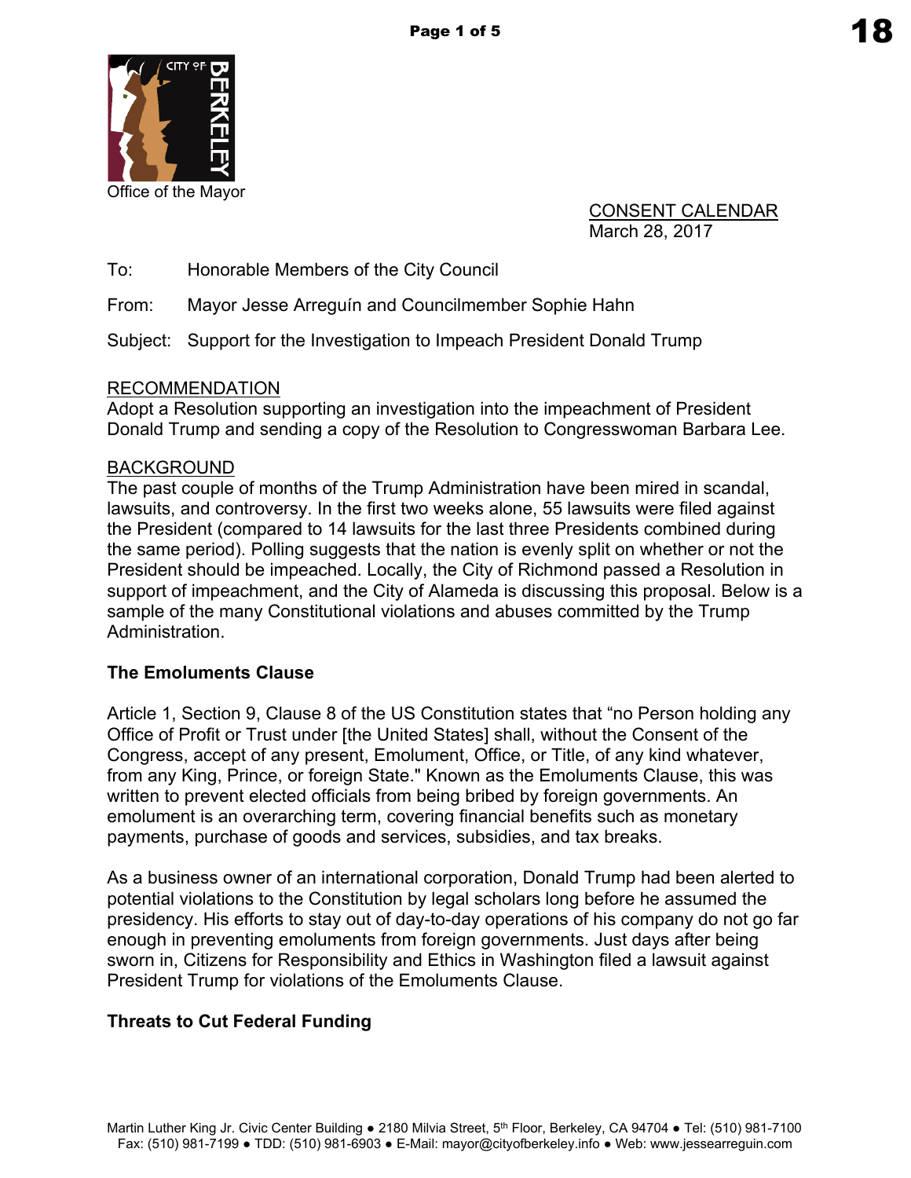Office of the Mayor

CONSENT CALENDAR
March 28, 2017

To: Honorable Members of the City Council

From: Mayor Jesse Arreguín and Councilmember Sophie Hahn

Subject: Support for the Investigation to Impeach President Donald Trump

## RECOMMENDATION

Adopt a Resolution supporting an investigation into the impeachment of President Donald Trump and sending a copy of the Resolution to Congresswoman Barbara Lee.

## BACKGROUND

The past couple of months of the Trump Administration have been mired in scandal, lawsuits, and controversy. In the first two weeks alone, 55 lawsuits were filed against the President (compared to 14 lawsuits for the last three Presidents combined during the same period). Polling suggests that the nation is evenly split on whether or not the President should be impeached. Locally, the City of Richmond passed a Resolution in support of impeachment, and the City of Alameda is discussing this proposal. Below is a sample of the many Constitutional violations and abuses committed by the Trump Administration.

### The Emoluments Clause

Article 1, Section 9, Clause 8 of the US Constitution states that "no Person holding any Office of Profit or Trust under [the United States] shall, without the Consent of the Congress, accept of any present, Emolument, Office, or Title, of any kind whatever, from any King, Prince, or foreign State." Known as the Emoluments Clause, this was written to prevent elected officials from being bribed by foreign governments. An emolument is an overarching term, covering financial benefits such as monetary payments, purchase of goods and services, subsidies, and tax breaks.

As a business owner of an international corporation, Donald Trump had been alerted to potential violations to the Constitution by legal scholars long before he assumed the presidency. His efforts to stay out of day-to-day operations of his company do not go far enough in preventing emoluments from foreign governments. Just days after being sworn in, Citizens for Responsibility and Ethics in Washington filed a lawsuit against President Trump for violations of the Emoluments Clause.

### Threats to Cut Federal Funding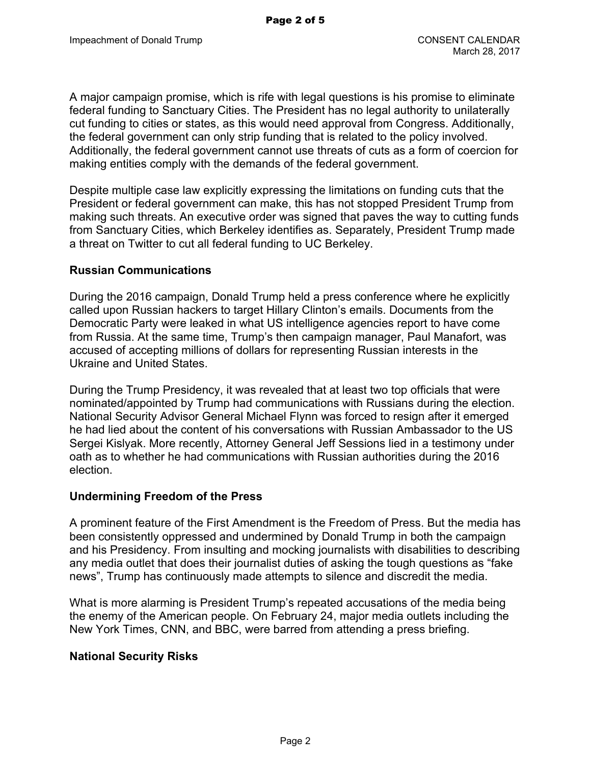A major campaign promise, which is rife with legal questions is his promise to eliminate federal funding to Sanctuary Cities. The President has no legal authority to unilaterally cut funding to cities or states, as this would need approval from Congress. Additionally, the federal government can only strip funding that is related to the policy involved. Additionally, the federal government cannot use threats of cuts as a form of coercion for making entities comply with the demands of the federal government.

Despite multiple case law explicitly expressing the limitations on funding cuts that the President or federal government can make, this has not stopped President Trump from making such threats. An executive order was signed that paves the way to cutting funds from Sanctuary Cities, which Berkeley identifies as. Separately, President Trump made a threat on Twitter to cut all federal funding to UC Berkeley.

**Russian Communications**

During the 2016 campaign, Donald Trump held a press conference where he explicitly called upon Russian hackers to target Hillary Clinton's emails. Documents from the Democratic Party were leaked in what US intelligence agencies report to have come from Russia. At the same time, Trump's then campaign manager, Paul Manafort, was accused of accepting millions of dollars for representing Russian interests in the Ukraine and United States.

During the Trump Presidency, it was revealed that at least two top officials that were nominated/appointed by Trump had communications with Russians during the election. National Security Advisor General Michael Flynn was forced to resign after it emerged he had lied about the content of his conversations with Russian Ambassador to the US Sergei Kislyak. More recently, Attorney General Jeff Sessions lied in a testimony under oath as to whether he had communications with Russian authorities during the 2016 election.

**Undermining Freedom of the Press**

A prominent feature of the First Amendment is the Freedom of Press. But the media has been consistently oppressed and undermined by Donald Trump in both the campaign and his Presidency. From insulting and mocking journalists with disabilities to describing any media outlet that does their journalist duties of asking the tough questions as "fake news", Trump has continuously made attempts to silence and discredit the media.

What is more alarming is President Trump's repeated accusations of the media being the enemy of the American people. On February 24, major media outlets including the New York Times, CNN, and BBC, were barred from attending a press briefing.

**National Security Risks**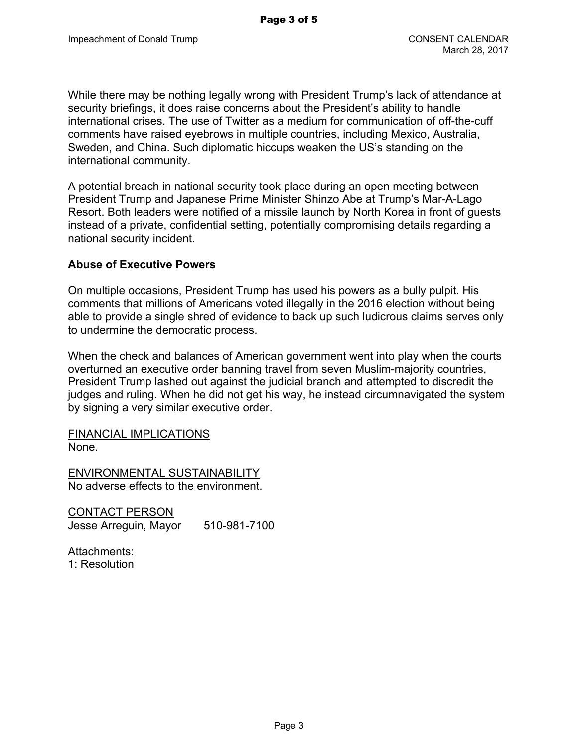While there may be nothing legally wrong with President Trump's lack of attendance at security briefings, it does raise concerns about the President's ability to handle international crises. The use of Twitter as a medium for communication of off-the-cuff comments have raised eyebrows in multiple countries, including Mexico, Australia, Sweden, and China. Such diplomatic hiccups weaken the US's standing on the international community.

A potential breach in national security took place during an open meeting between President Trump and Japanese Prime Minister Shinzo Abe at Trump's Mar-A-Lago Resort. Both leaders were notified of a missile launch by North Korea in front of guests instead of a private, confidential setting, potentially compromising details regarding a national security incident.

**Abuse of Executive Powers**

On multiple occasions, President Trump has used his powers as a bully pulpit. His comments that millions of Americans voted illegally in the 2016 election without being able to provide a single shred of evidence to back up such ludicrous claims serves only to undermine the democratic process.

When the check and balances of American government went into play when the courts overturned an executive order banning travel from seven Muslim-majority countries, President Trump lashed out against the judicial branch and attempted to discredit the judges and ruling. When he did not get his way, he instead circumnavigated the system by signing a very similar executive order.

<u>FINANCIAL IMPLICATIONS</u>
None.

<u>ENVIRONMENTAL SUSTAINABILITY</u>
No adverse effects to the environment.

<u>CONTACT PERSON</u>
Jesse Arreguin, Mayor 510-981-7100

Attachments:
1: Resolution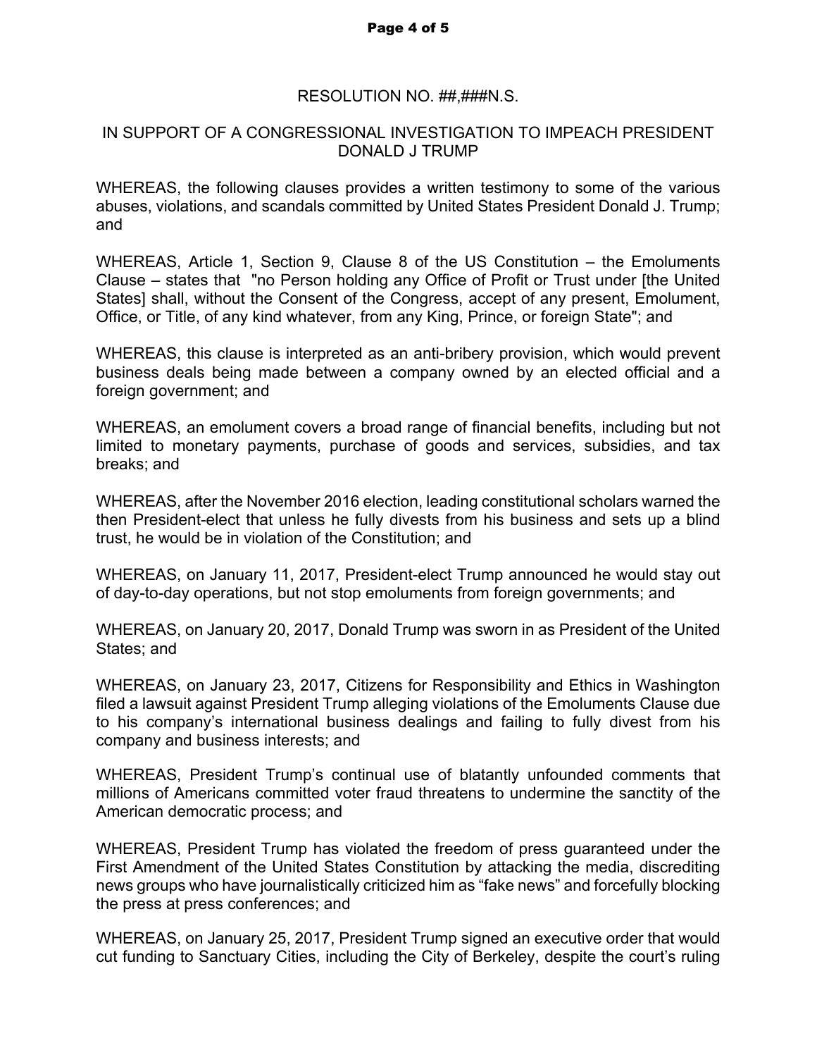RESOLUTION NO. ##,###N.S.

IN SUPPORT OF A CONGRESSIONAL INVESTIGATION TO IMPEACH PRESIDENT DONALD J TRUMP

WHEREAS, the following clauses provides a written testimony to some of the various abuses, violations, and scandals committed by United States President Donald J. Trump; and

WHEREAS, Article 1, Section 9, Clause 8 of the US Constitution – the Emoluments Clause – states that "no Person holding any Office of Profit or Trust under [the United States] shall, without the Consent of the Congress, accept of any present, Emolument, Office, or Title, of any kind whatever, from any King, Prince, or foreign State"; and

WHEREAS, this clause is interpreted as an anti-bribery provision, which would prevent business deals being made between a company owned by an elected official and a foreign government; and

WHEREAS, an emolument covers a broad range of financial benefits, including but not limited to monetary payments, purchase of goods and services, subsidies, and tax breaks; and

WHEREAS, after the November 2016 election, leading constitutional scholars warned the then President-elect that unless he fully divests from his business and sets up a blind trust, he would be in violation of the Constitution; and

WHEREAS, on January 11, 2017, President-elect Trump announced he would stay out of day-to-day operations, but not stop emoluments from foreign governments; and

WHEREAS, on January 20, 2017, Donald Trump was sworn in as President of the United States; and

WHEREAS, on January 23, 2017, Citizens for Responsibility and Ethics in Washington filed a lawsuit against President Trump alleging violations of the Emoluments Clause due to his company's international business dealings and failing to fully divest from his company and business interests; and

WHEREAS, President Trump's continual use of blatantly unfounded comments that millions of Americans committed voter fraud threatens to undermine the sanctity of the American democratic process; and

WHEREAS, President Trump has violated the freedom of press guaranteed under the First Amendment of the United States Constitution by attacking the media, discrediting news groups who have journalistically criticized him as "fake news" and forcefully blocking the press at press conferences; and

WHEREAS, on January 25, 2017, President Trump signed an executive order that would cut funding to Sanctuary Cities, including the City of Berkeley, despite the court's ruling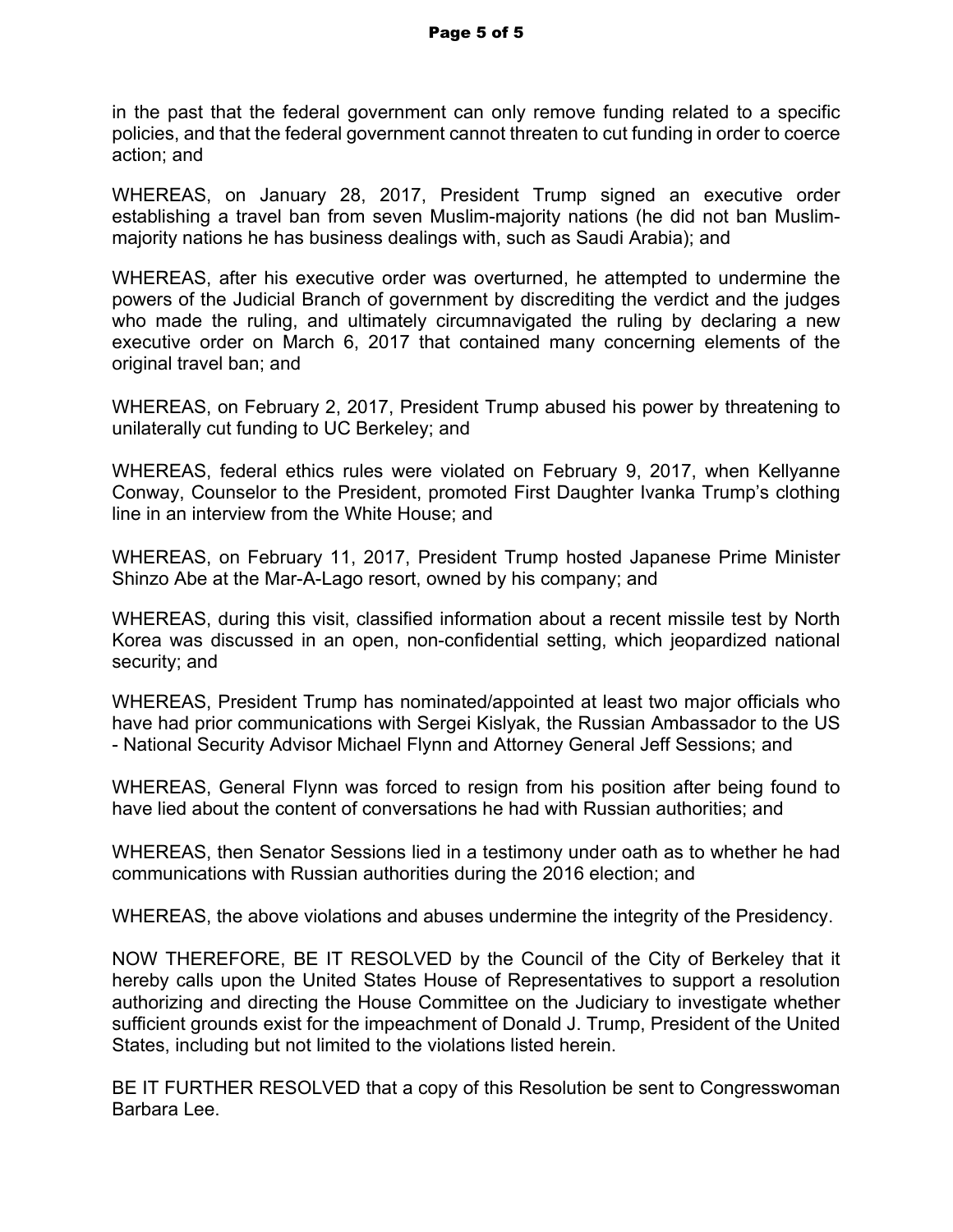in the past that the federal government can only remove funding related to a specific policies, and that the federal government cannot threaten to cut funding in order to coerce action; and

WHEREAS, on January 28, 2017, President Trump signed an executive order establishing a travel ban from seven Muslim-majority nations (he did not ban Muslim-majority nations he has business dealings with, such as Saudi Arabia); and

WHEREAS, after his executive order was overturned, he attempted to undermine the powers of the Judicial Branch of government by discrediting the verdict and the judges who made the ruling, and ultimately circumnavigated the ruling by declaring a new executive order on March 6, 2017 that contained many concerning elements of the original travel ban; and

WHEREAS, on February 2, 2017, President Trump abused his power by threatening to unilaterally cut funding to UC Berkeley; and

WHEREAS, federal ethics rules were violated on February 9, 2017, when Kellyanne Conway, Counselor to the President, promoted First Daughter Ivanka Trump's clothing line in an interview from the White House; and

WHEREAS, on February 11, 2017, President Trump hosted Japanese Prime Minister Shinzo Abe at the Mar-A-Lago resort, owned by his company; and

WHEREAS, during this visit, classified information about a recent missile test by North Korea was discussed in an open, non-confidential setting, which jeopardized national security; and

WHEREAS, President Trump has nominated/appointed at least two major officials who have had prior communications with Sergei Kislyak, the Russian Ambassador to the US - National Security Advisor Michael Flynn and Attorney General Jeff Sessions; and

WHEREAS, General Flynn was forced to resign from his position after being found to have lied about the content of conversations he had with Russian authorities; and

WHEREAS, then Senator Sessions lied in a testimony under oath as to whether he had communications with Russian authorities during the 2016 election; and

WHEREAS, the above violations and abuses undermine the integrity of the Presidency.

NOW THEREFORE, BE IT RESOLVED by the Council of the City of Berkeley that it hereby calls upon the United States House of Representatives to support a resolution authorizing and directing the House Committee on the Judiciary to investigate whether sufficient grounds exist for the impeachment of Donald J. Trump, President of the United States, including but not limited to the violations listed herein.

BE IT FURTHER RESOLVED that a copy of this Resolution be sent to Congresswoman Barbara Lee.